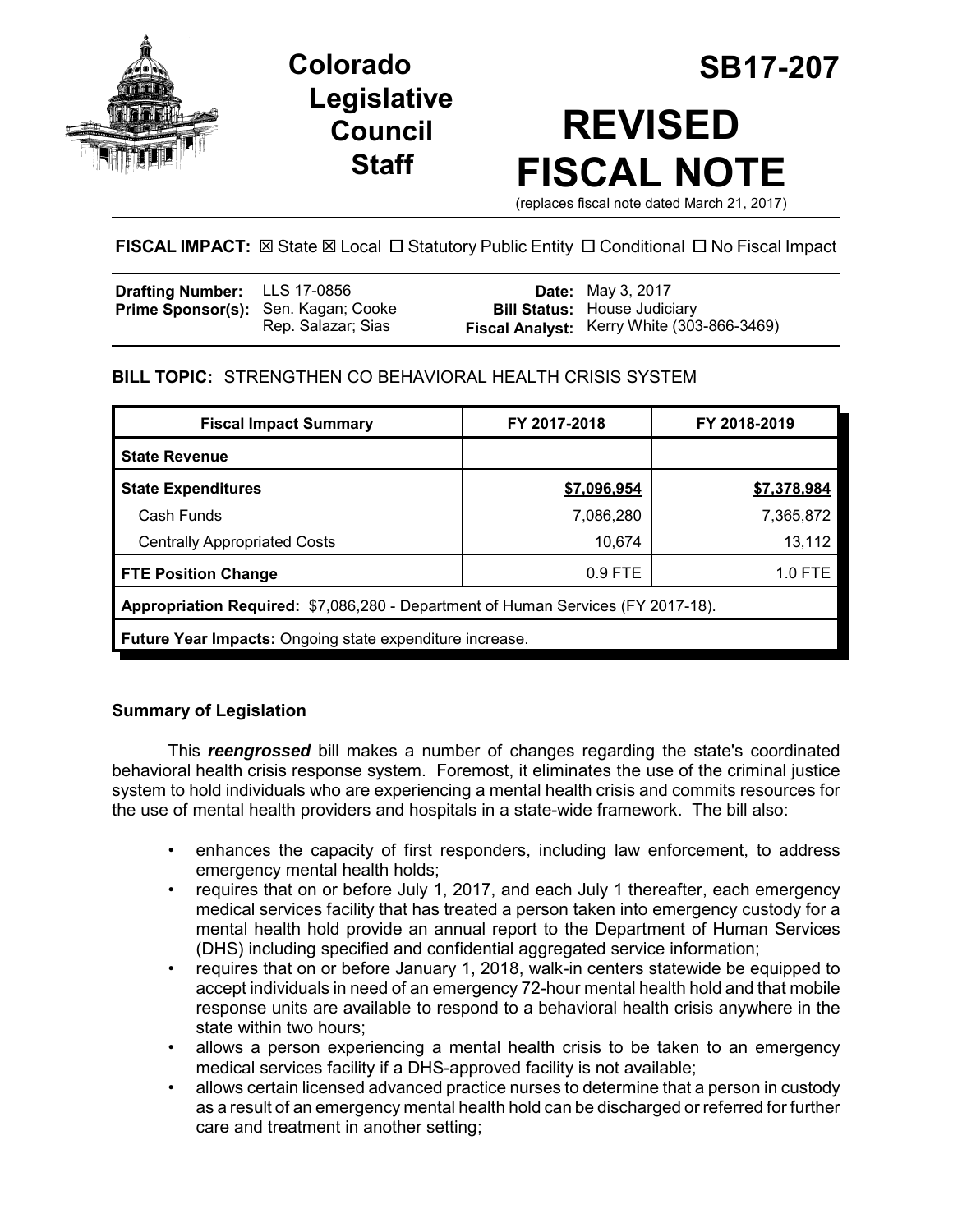# Colorado Legislative Council Staff

# SB17-207

# REVISED FISCAL NOTE

(replaces fiscal note dated March 21, 2017)

**FISCAL IMPACT:** ☒ State ☒ Local ☐ Statutory Public Entity ☐ Conditional ☐ No Fiscal Impact

| | | | |
|---|---|---|---|
| **Drafting Number:** | LLS 17-0856 | **Date:** | May 3, 2017 |
| **Prime Sponsor(s):** | Sen. Kagan; Cooke<br>Rep. Salazar; Sias | **Bill Status:** | House Judiciary |
| | | **Fiscal Analyst:** | Kerry White (303-866-3469) |

**BILL TOPIC:** STRENGTHEN CO BEHAVIORAL HEALTH CRISIS SYSTEM

| Fiscal Impact Summary | FY 2017-2018 | FY 2018-2019 |
|---|---|---|
| **State Revenue** | | |
| **State Expenditures** | **$7,096,954** | **$7,378,984** |
| Cash Funds | 7,086,280 | 7,365,872 |
| Centrally Appropriated Costs | 10,674 | 13,112 |
| **FTE Position Change** | 0.9 FTE | 1.0 FTE |
| **Appropriation Required:** $7,086,280 - Department of Human Services (FY 2017-18). | | |
| **Future Year Impacts:** Ongoing state expenditure increase. | | |

## Summary of Legislation

This ***reengrossed*** bill makes a number of changes regarding the state's coordinated behavioral health crisis response system. Foremost, it eliminates the use of the criminal justice system to hold individuals who are experiencing a mental health crisis and commits resources for the use of mental health providers and hospitals in a state-wide framework. The bill also:

- enhances the capacity of first responders, including law enforcement, to address emergency mental health holds;
- requires that on or before July 1, 2017, and each July 1 thereafter, each emergency medical services facility that has treated a person taken into emergency custody for a mental health hold provide an annual report to the Department of Human Services (DHS) including specified and confidential aggregated service information;
- requires that on or before January 1, 2018, walk-in centers statewide be equipped to accept individuals in need of an emergency 72-hour mental health hold and that mobile response units are available to respond to a behavioral health crisis anywhere in the state within two hours;
- allows a person experiencing a mental health crisis to be taken to an emergency medical services facility if a DHS-approved facility is not available;
- allows certain licensed advanced practice nurses to determine that a person in custody as a result of an emergency mental health hold can be discharged or referred for further care and treatment in another setting;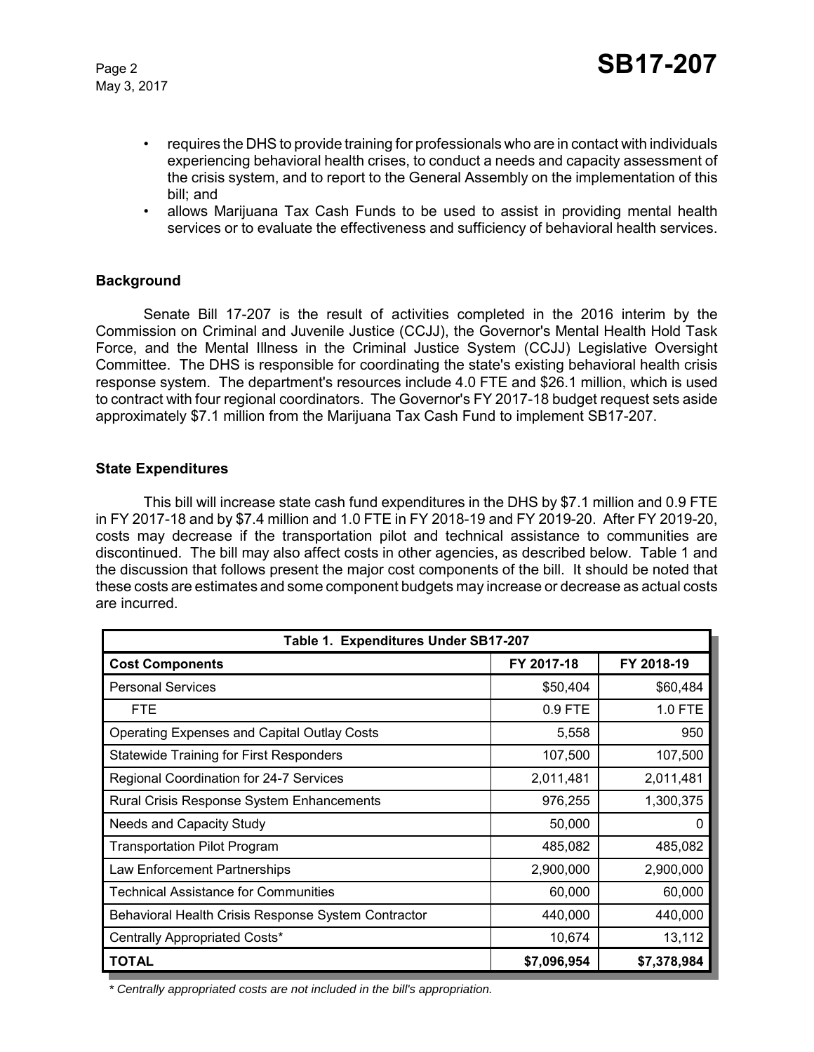- requires the DHS to provide training for professionals who are in contact with individuals experiencing behavioral health crises, to conduct a needs and capacity assessment of the crisis system, and to report to the General Assembly on the implementation of this bill; and
- allows Marijuana Tax Cash Funds to be used to assist in providing mental health services or to evaluate the effectiveness and sufficiency of behavioral health services.

### Background

Senate Bill 17-207 is the result of activities completed in the 2016 interim by the Commission on Criminal and Juvenile Justice (CCJJ), the Governor's Mental Health Hold Task Force, and the Mental Illness in the Criminal Justice System (CCJJ) Legislative Oversight Committee. The DHS is responsible for coordinating the state's existing behavioral health crisis response system. The department's resources include 4.0 FTE and $26.1 million, which is used to contract with four regional coordinators. The Governor's FY 2017-18 budget request sets aside approximately $7.1 million from the Marijuana Tax Cash Fund to implement SB17-207.

### State Expenditures

This bill will increase state cash fund expenditures in the DHS by $7.1 million and 0.9 FTE in FY 2017-18 and by $7.4 million and 1.0 FTE in FY 2018-19 and FY 2019-20. After FY 2019-20, costs may decrease if the transportation pilot and technical assistance to communities are discontinued. The bill may also affect costs in other agencies, as described below. Table 1 and the discussion that follows present the major cost components of the bill. It should be noted that these costs are estimates and some component budgets may increase or decrease as actual costs are incurred.

| Table 1. Expenditures Under SB17-207 | | |
|---|---|---|
| **Cost Components** | **FY 2017-18** | **FY 2018-19** |
| Personal Services | $50,404 | $60,484 |
| FTE | 0.9 FTE | 1.0 FTE |
| Operating Expenses and Capital Outlay Costs | 5,558 | 950 |
| Statewide Training for First Responders | 107,500 | 107,500 |
| Regional Coordination for 24-7 Services | 2,011,481 | 2,011,481 |
| Rural Crisis Response System Enhancements | 976,255 | 1,300,375 |
| Needs and Capacity Study | 50,000 | 0 |
| Transportation Pilot Program | 485,082 | 485,082 |
| Law Enforcement Partnerships | 2,900,000 | 2,900,000 |
| Technical Assistance for Communities | 60,000 | 60,000 |
| Behavioral Health Crisis Response System Contractor | 440,000 | 440,000 |
| Centrally Appropriated Costs* | 10,674 | 13,112 |
| **TOTAL** | **$7,096,954** | **$7,378,984** |

*\* Centrally appropriated costs are not included in the bill's appropriation.*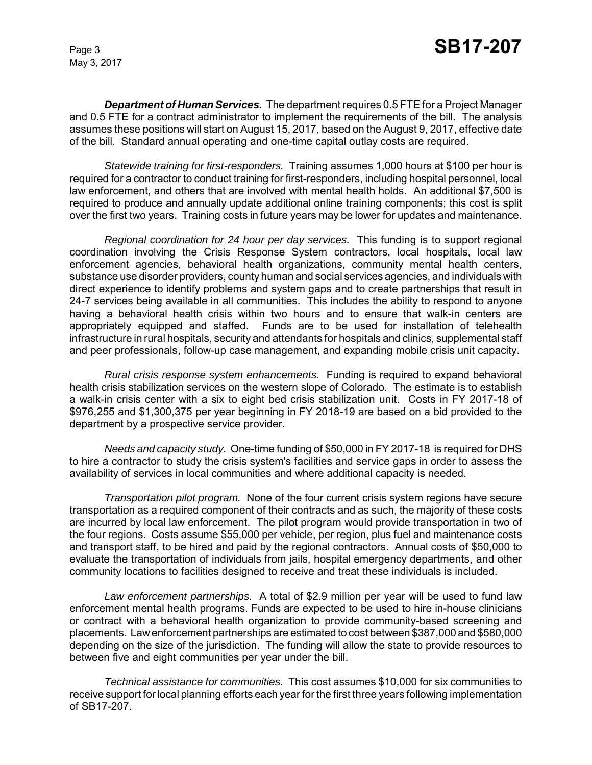***Department of Human Services.*** The department requires 0.5 FTE for a Project Manager and 0.5 FTE for a contract administrator to implement the requirements of the bill. The analysis assumes these positions will start on August 15, 2017, based on the August 9, 2017, effective date of the bill. Standard annual operating and one-time capital outlay costs are required.

*Statewide training for first-responders.* Training assumes 1,000 hours at $100 per hour is required for a contractor to conduct training for first-responders, including hospital personnel, local law enforcement, and others that are involved with mental health holds. An additional $7,500 is required to produce and annually update additional online training components; this cost is split over the first two years. Training costs in future years may be lower for updates and maintenance.

*Regional coordination for 24 hour per day services.* This funding is to support regional coordination involving the Crisis Response System contractors, local hospitals, local law enforcement agencies, behavioral health organizations, community mental health centers, substance use disorder providers, county human and social services agencies, and individuals with direct experience to identify problems and system gaps and to create partnerships that result in 24-7 services being available in all communities. This includes the ability to respond to anyone having a behavioral health crisis within two hours and to ensure that walk-in centers are appropriately equipped and staffed. Funds are to be used for installation of telehealth infrastructure in rural hospitals, security and attendants for hospitals and clinics, supplemental staff and peer professionals, follow-up case management, and expanding mobile crisis unit capacity.

*Rural crisis response system enhancements.* Funding is required to expand behavioral health crisis stabilization services on the western slope of Colorado. The estimate is to establish a walk-in crisis center with a six to eight bed crisis stabilization unit. Costs in FY 2017-18 of $976,255 and $1,300,375 per year beginning in FY 2018-19 are based on a bid provided to the department by a prospective service provider.

*Needs and capacity study.* One-time funding of $50,000 in FY 2017-18 is required for DHS to hire a contractor to study the crisis system's facilities and service gaps in order to assess the availability of services in local communities and where additional capacity is needed.

*Transportation pilot program.* None of the four current crisis system regions have secure transportation as a required component of their contracts and as such, the majority of these costs are incurred by local law enforcement. The pilot program would provide transportation in two of the four regions. Costs assume $55,000 per vehicle, per region, plus fuel and maintenance costs and transport staff, to be hired and paid by the regional contractors. Annual costs of $50,000 to evaluate the transportation of individuals from jails, hospital emergency departments, and other community locations to facilities designed to receive and treat these individuals is included.

*Law enforcement partnerships.* A total of $2.9 million per year will be used to fund law enforcement mental health programs. Funds are expected to be used to hire in-house clinicians or contract with a behavioral health organization to provide community-based screening and placements. Law enforcement partnerships are estimated to cost between $387,000 and $580,000 depending on the size of the jurisdiction. The funding will allow the state to provide resources to between five and eight communities per year under the bill.

*Technical assistance for communities.* This cost assumes $10,000 for six communities to receive support for local planning efforts each year for the first three years following implementation of SB17-207.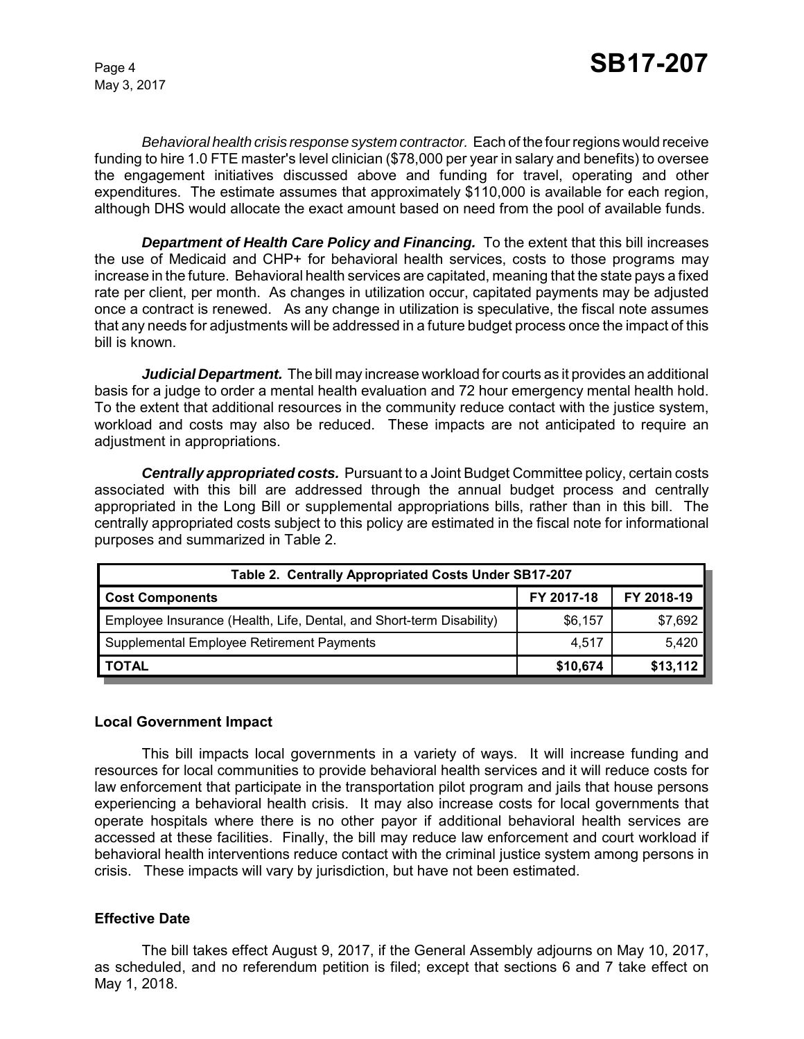*Behavioral health crisis response system contractor.* Each of the four regions would receive funding to hire 1.0 FTE master's level clinician ($78,000 per year in salary and benefits) to oversee the engagement initiatives discussed above and funding for travel, operating and other expenditures. The estimate assumes that approximately $110,000 is available for each region, although DHS would allocate the exact amount based on need from the pool of available funds.

***Department of Health Care Policy and Financing.*** To the extent that this bill increases the use of Medicaid and CHP+ for behavioral health services, costs to those programs may increase in the future. Behavioral health services are capitated, meaning that the state pays a fixed rate per client, per month. As changes in utilization occur, capitated payments may be adjusted once a contract is renewed. As any change in utilization is speculative, the fiscal note assumes that any needs for adjustments will be addressed in a future budget process once the impact of this bill is known.

***Judicial Department.*** The bill may increase workload for courts as it provides an additional basis for a judge to order a mental health evaluation and 72 hour emergency mental health hold. To the extent that additional resources in the community reduce contact with the justice system, workload and costs may also be reduced. These impacts are not anticipated to require an adjustment in appropriations.

***Centrally appropriated costs.*** Pursuant to a Joint Budget Committee policy, certain costs associated with this bill are addressed through the annual budget process and centrally appropriated in the Long Bill or supplemental appropriations bills, rather than in this bill. The centrally appropriated costs subject to this policy are estimated in the fiscal note for informational purposes and summarized in Table 2.

| Table 2. Centrally Appropriated Costs Under SB17-207 | | |
|---|---|---|
| **Cost Components** | **FY 2017-18** | **FY 2018-19** |
| Employee Insurance (Health, Life, Dental, and Short-term Disability) | $6,157 | $7,692 |
| Supplemental Employee Retirement Payments | 4,517 | 5,420 |
| **TOTAL** | **$10,674** | **$13,112** |

## Local Government Impact

This bill impacts local governments in a variety of ways. It will increase funding and resources for local communities to provide behavioral health services and it will reduce costs for law enforcement that participate in the transportation pilot program and jails that house persons experiencing a behavioral health crisis. It may also increase costs for local governments that operate hospitals where there is no other payor if additional behavioral health services are accessed at these facilities. Finally, the bill may reduce law enforcement and court workload if behavioral health interventions reduce contact with the criminal justice system among persons in crisis. These impacts will vary by jurisdiction, but have not been estimated.

## Effective Date

The bill takes effect August 9, 2017, if the General Assembly adjourns on May 10, 2017, as scheduled, and no referendum petition is filed; except that sections 6 and 7 take effect on May 1, 2018.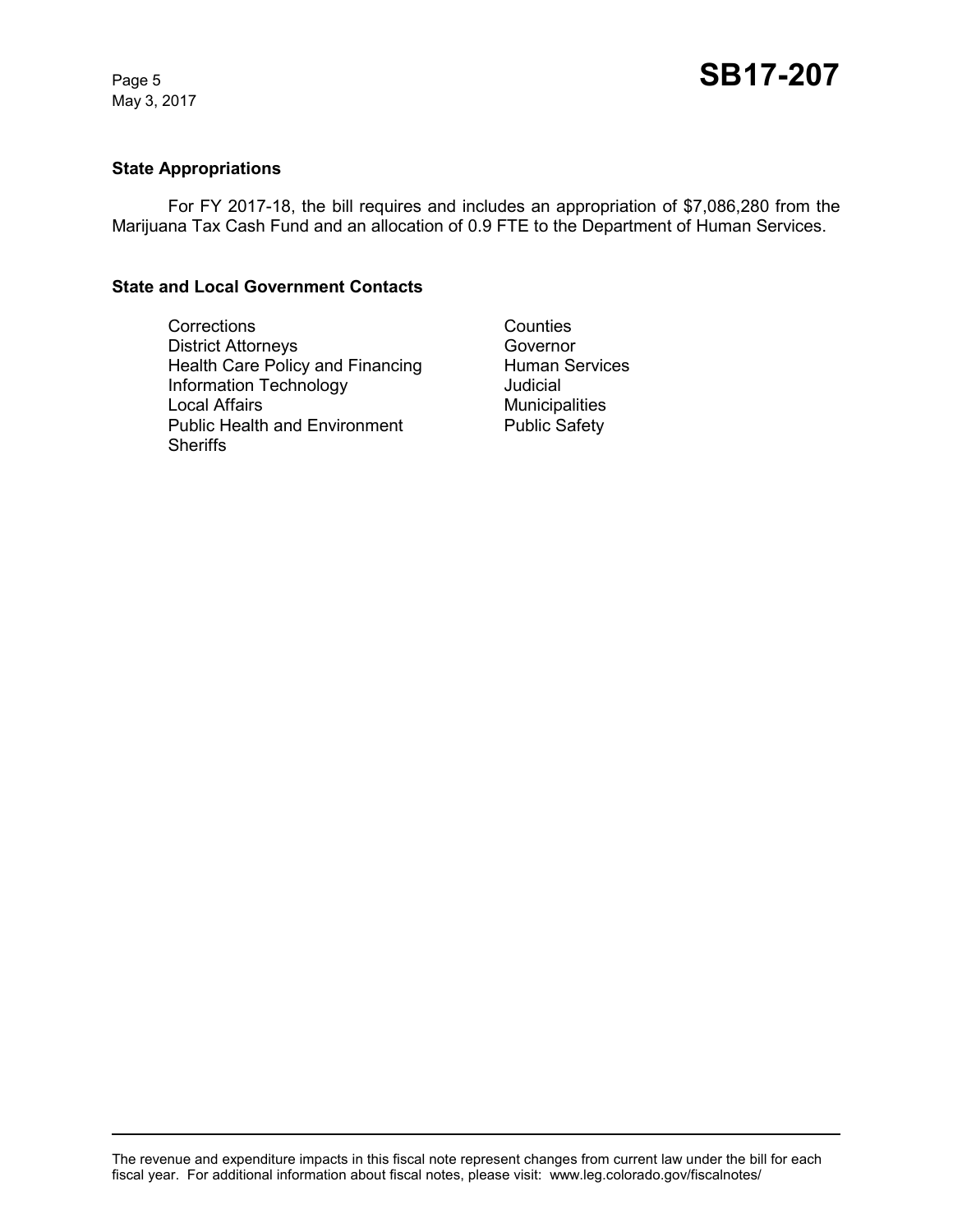**State Appropriations**

For FY 2017-18, the bill requires and includes an appropriation of $7,086,280 from the Marijuana Tax Cash Fund and an allocation of 0.9 FTE to the Department of Human Services.

**State and Local Government Contacts**

Corrections
Counties
District Attorneys
Governor
Health Care Policy and Financing
Human Services
Information Technology
Judicial
Local Affairs
Municipalities
Public Health and Environment
Public Safety
Sheriffs

The revenue and expenditure impacts in this fiscal note represent changes from current law under the bill for each fiscal year. For additional information about fiscal notes, please visit: www.leg.colorado.gov/fiscalnotes/